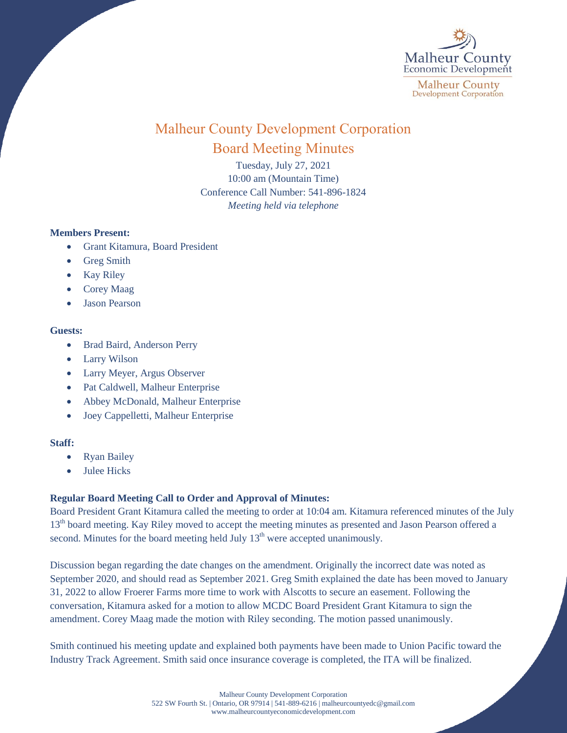# Malheur County Development Corporation

## Board Meeting Minutes

Tuesday, July 27, 2021
10:00 am (Mountain Time)
Conference Call Number: 541-896-1824
*Meeting held via telephone*

**Members Present:**

- Grant Kitamura, Board President
- Greg Smith
- Kay Riley
- Corey Maag
- Jason Pearson

**Guests:**

- Brad Baird, Anderson Perry
- Larry Wilson
- Larry Meyer, Argus Observer
- Pat Caldwell, Malheur Enterprise
- Abbey McDonald, Malheur Enterprise
- Joey Cappelletti, Malheur Enterprise

**Staff:**

- Ryan Bailey
- Julee Hicks

**Regular Board Meeting Call to Order and Approval of Minutes:**

Board President Grant Kitamura called the meeting to order at 10:04 am. Kitamura referenced minutes of the July 13th board meeting. Kay Riley moved to accept the meeting minutes as presented and Jason Pearson offered a second. Minutes for the board meeting held July 13th were accepted unanimously.

Discussion began regarding the date changes on the amendment. Originally the incorrect date was noted as September 2020, and should read as September 2021. Greg Smith explained the date has been moved to January 31, 2022 to allow Froerer Farms more time to work with Alscotts to secure an easement. Following the conversation, Kitamura asked for a motion to allow MCDC Board President Grant Kitamura to sign the amendment. Corey Maag made the motion with Riley seconding. The motion passed unanimously.

Smith continued his meeting update and explained both payments have been made to Union Pacific toward the Industry Track Agreement. Smith said once insurance coverage is completed, the ITA will be finalized.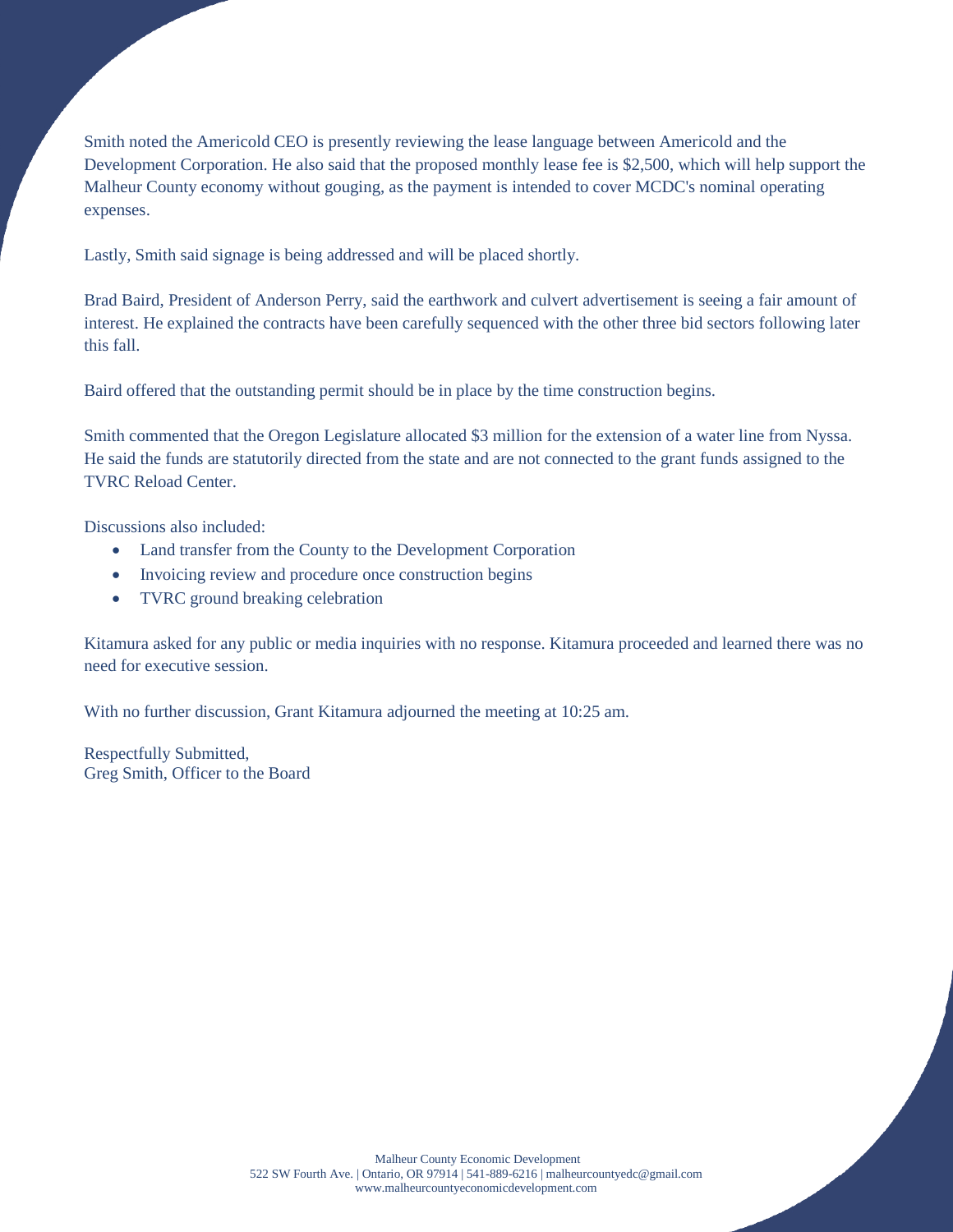Smith noted the Americold CEO is presently reviewing the lease language between Americold and the Development Corporation. He also said that the proposed monthly lease fee is $2,500, which will help support the Malheur County economy without gouging, as the payment is intended to cover MCDC's nominal operating expenses.

Lastly, Smith said signage is being addressed and will be placed shortly.

Brad Baird, President of Anderson Perry, said the earthwork and culvert advertisement is seeing a fair amount of interest. He explained the contracts have been carefully sequenced with the other three bid sectors following later this fall.

Baird offered that the outstanding permit should be in place by the time construction begins.

Smith commented that the Oregon Legislature allocated $3 million for the extension of a water line from Nyssa. He said the funds are statutorily directed from the state and are not connected to the grant funds assigned to the TVRC Reload Center.

Discussions also included:

- Land transfer from the County to the Development Corporation
- Invoicing review and procedure once construction begins
- TVRC ground breaking celebration

Kitamura asked for any public or media inquiries with no response. Kitamura proceeded and learned there was no need for executive session.

With no further discussion, Grant Kitamura adjourned the meeting at 10:25 am.

Respectfully Submitted,
Greg Smith, Officer to the Board

Malheur County Economic Development
522 SW Fourth Ave. | Ontario, OR 97914 | 541-889-6216 | malheurcountyedc@gmail.com
www.malheurcountyeconomicdevelopment.com